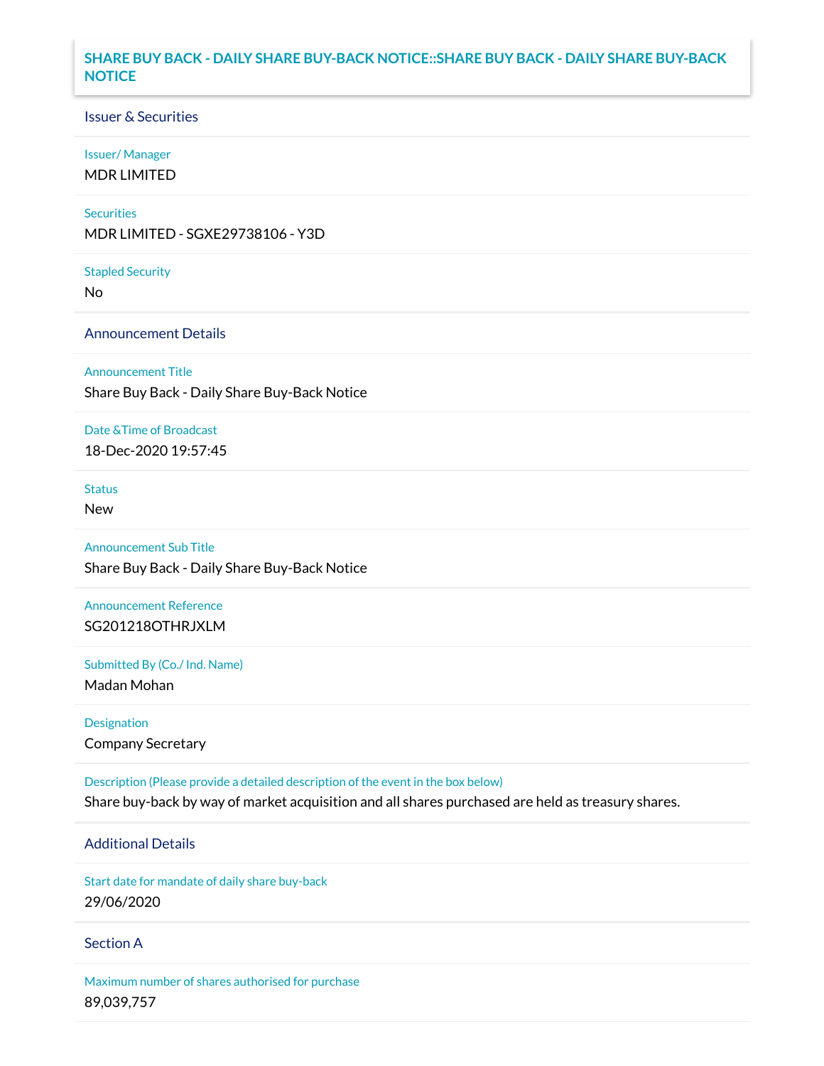# SHARE BUY BACK - DAILY SHARE BUY-BACK NOTICE::SHARE BUY BACK - DAILY SHARE BUY-BACK NOTICE

## Issuer & Securities

**Issuer/ Manager**
MDR LIMITED

**Securities**
MDR LIMITED - SGXE29738106 - Y3D

**Stapled Security**
No

## Announcement Details

**Announcement Title**
Share Buy Back - Daily Share Buy-Back Notice

**Date &Time of Broadcast**
18-Dec-2020 19:57:45

**Status**
New

**Announcement Sub Title**
Share Buy Back - Daily Share Buy-Back Notice

**Announcement Reference**
SG201218OTHRJXLM

**Submitted By (Co./ Ind. Name)**
Madan Mohan

**Designation**
Company Secretary

**Description (Please provide a detailed description of the event in the box below)**
Share buy-back by way of market acquisition and all shares purchased are held as treasury shares.

## Additional Details

**Start date for mandate of daily share buy-back**
29/06/2020

## Section A

**Maximum number of shares authorised for purchase**
89,039,757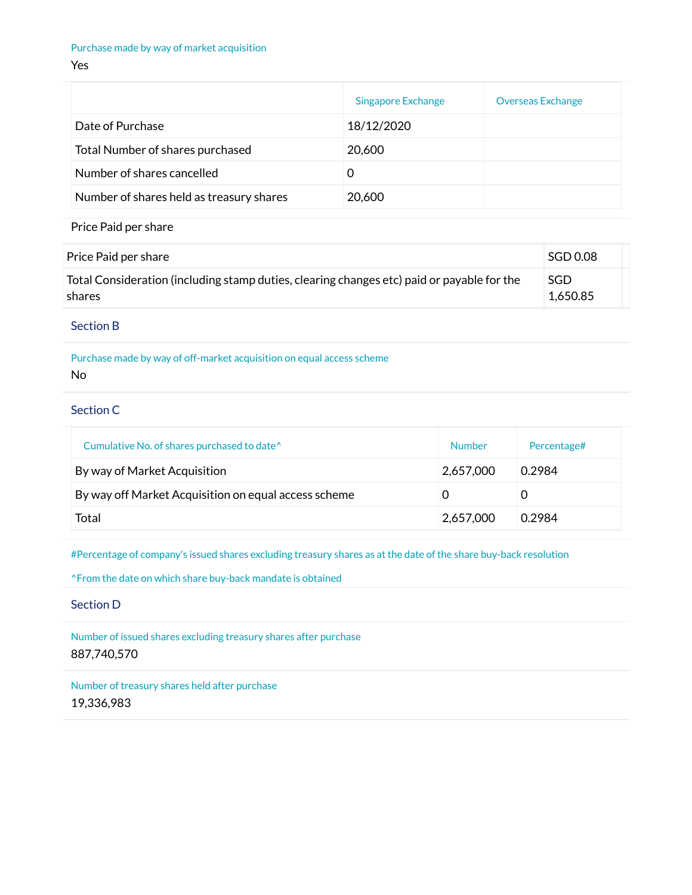Purchase made by way of market acquisition

Yes

| | Singapore Exchange | Overseas Exchange |
|---|---|---|
| Date of Purchase | 18/12/2020 | |
| Total Number of shares purchased | 20,600 | |
| Number of shares cancelled | 0 | |
| Number of shares held as treasury shares | 20,600 | |

Price Paid per share

| | |
|---|---|
| Price Paid per share | SGD 0.08 |
| Total Consideration (including stamp duties, clearing changes etc) paid or payable for the shares | SGD 1,650.85 |

## Section B

Purchase made by way of off-market acquisition on equal access scheme

No

## Section C

| Cumulative No. of shares purchased to date^ | Number | Percentage# |
|---|---|---|
| By way of Market Acquisition | 2,657,000 | 0.2984 |
| By way off Market Acquisition on equal access scheme | 0 | 0 |
| Total | 2,657,000 | 0.2984 |

#Percentage of company's issued shares excluding treasury shares as at the date of the share buy-back resolution

^From the date on which share buy-back mandate is obtained

## Section D

Number of issued shares excluding treasury shares after purchase

887,740,570

Number of treasury shares held after purchase

19,336,983